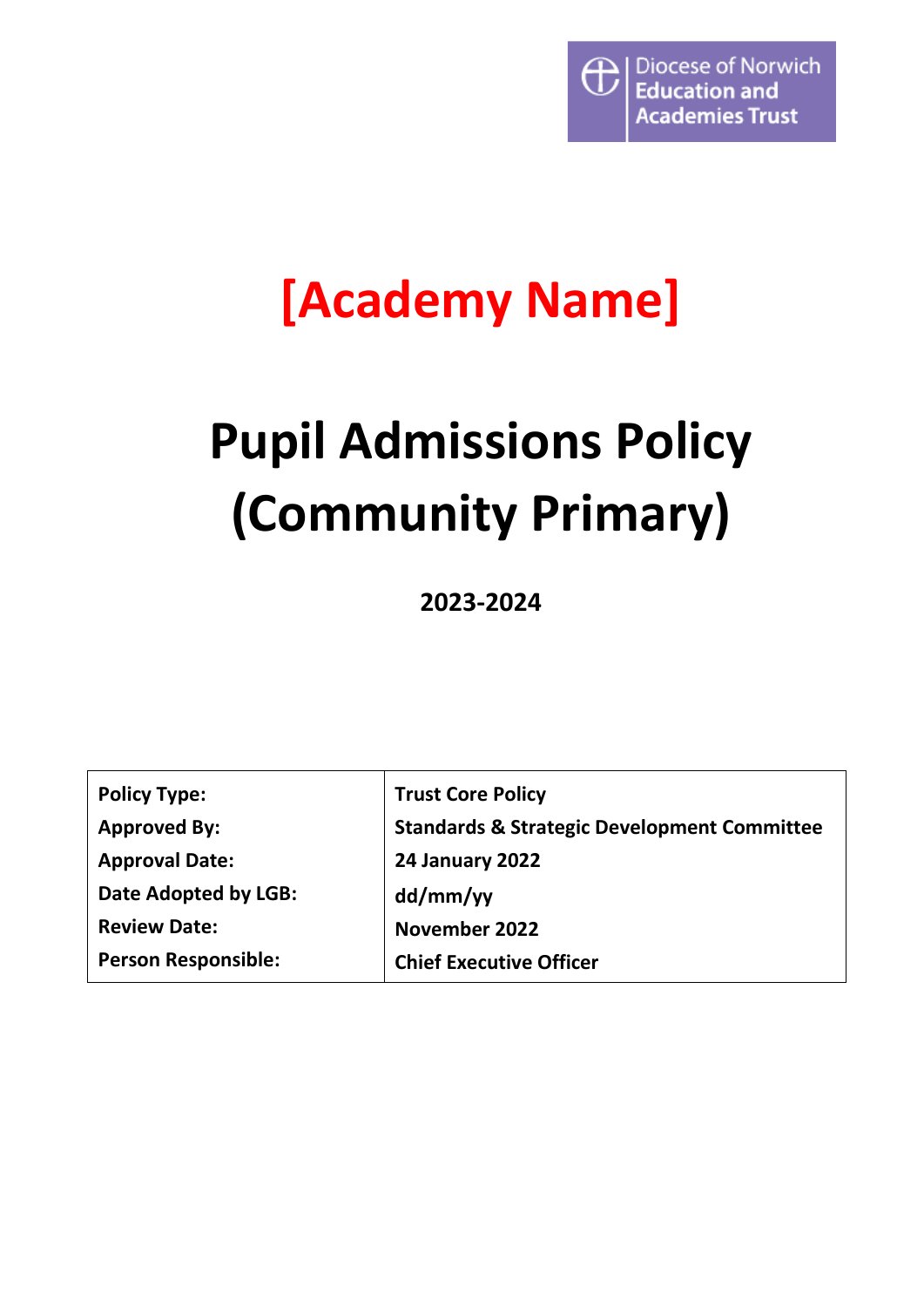Diocese of Norwich Education and Academies Trust

# [Academy Name]

# Pupil Admissions Policy (Community Primary)

**2023-2024**

| | |
|---|---|
| **Policy Type:** | **Trust Core Policy** |
| **Approved By:** | **Standards & Strategic Development Committee** |
| **Approval Date:** | **24 January 2022** |
| **Date Adopted by LGB:** | **dd/mm/yy** |
| **Review Date:** | **November 2022** |
| **Person Responsible:** | **Chief Executive Officer** |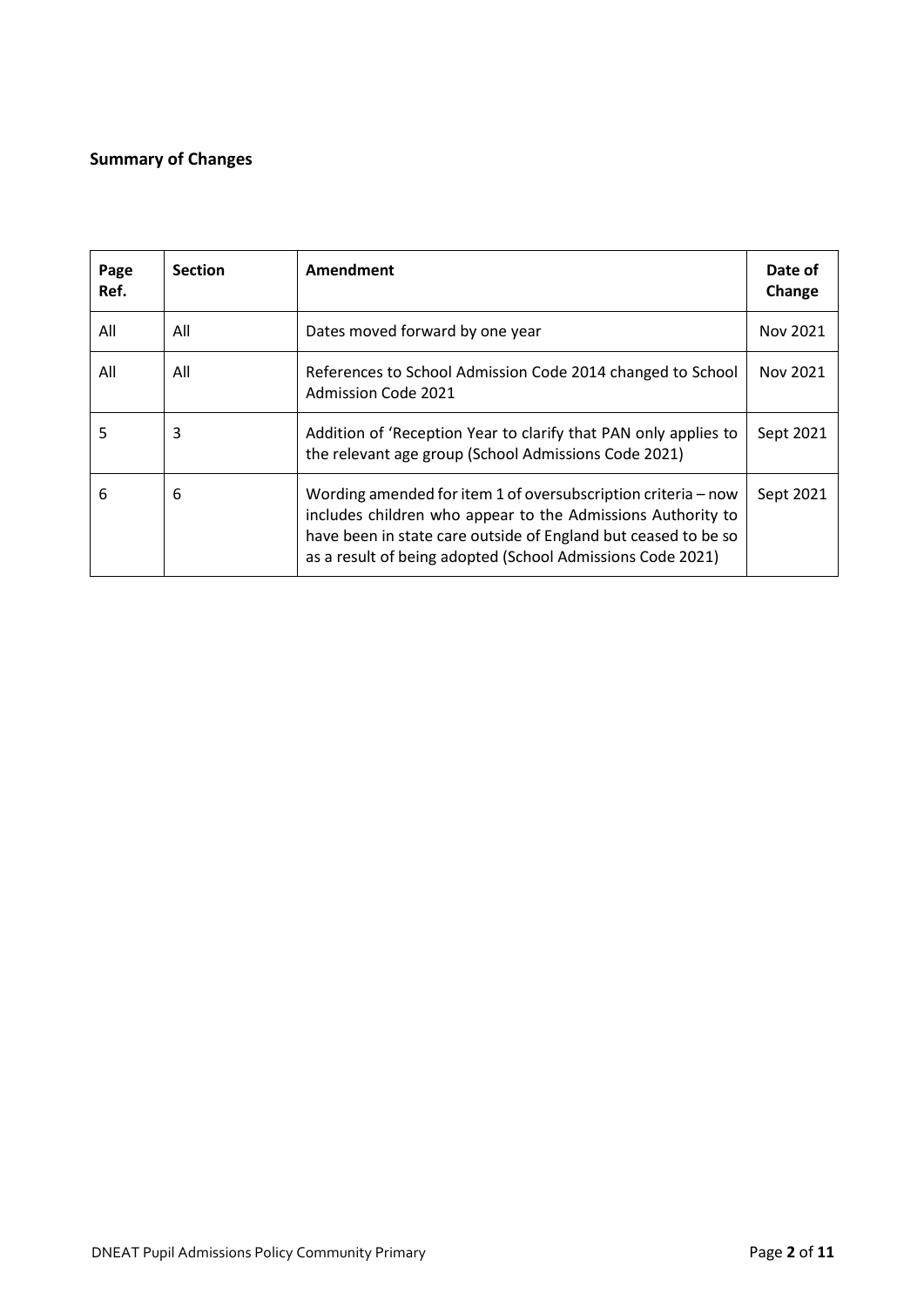## Summary of Changes

| Page Ref. | Section | Amendment | Date of Change |
|---|---|---|---|
| All | All | Dates moved forward by one year | Nov 2021 |
| All | All | References to School Admission Code 2014 changed to School Admission Code 2021 | Nov 2021 |
| 5 | 3 | Addition of 'Reception Year to clarify that PAN only applies to the relevant age group (School Admissions Code 2021) | Sept 2021 |
| 6 | 6 | Wording amended for item 1 of oversubscription criteria – now includes children who appear to the Admissions Authority to have been in state care outside of England but ceased to be so as a result of being adopted (School Admissions Code 2021) | Sept 2021 |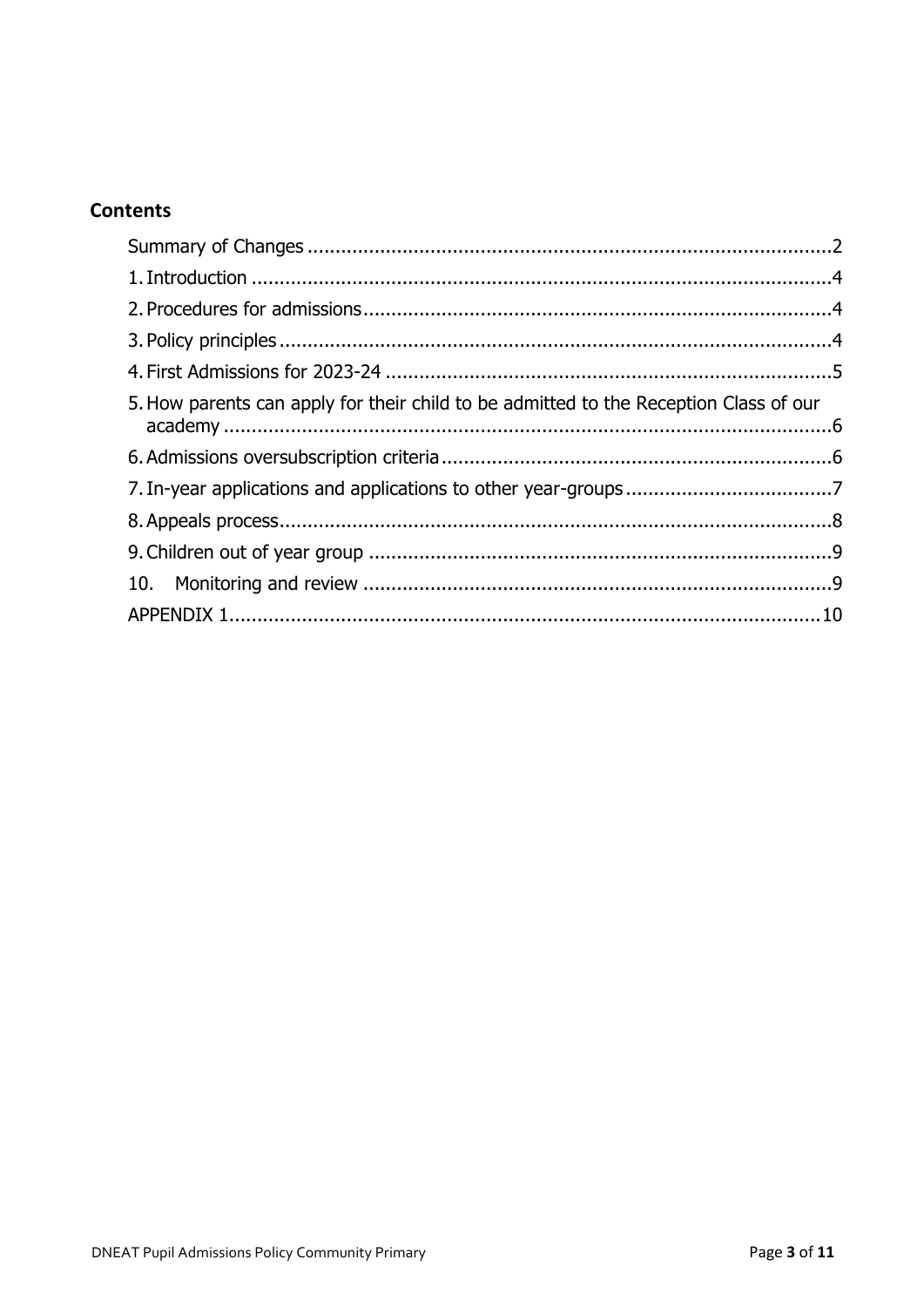## Contents

Summary of Changes ..... 2

1. Introduction ..... 4
2. Procedures for admissions ..... 4
3. Policy principles ..... 4
4. First Admissions for 2023-24 ..... 5
5. How parents can apply for their child to be admitted to the Reception Class of our academy ..... 6
6. Admissions oversubscription criteria ..... 6
7. In-year applications and applications to other year-groups ..... 7
8. Appeals process ..... 8
9. Children out of year group ..... 9
10. Monitoring and review ..... 9

APPENDIX 1 ..... 10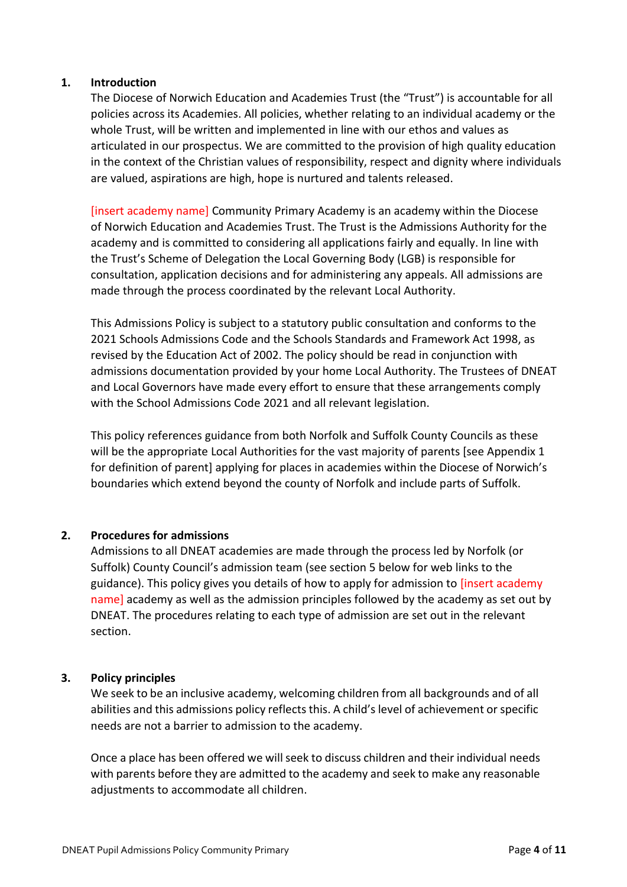## 1. Introduction

The Diocese of Norwich Education and Academies Trust (the "Trust") is accountable for all policies across its Academies. All policies, whether relating to an individual academy or the whole Trust, will be written and implemented in line with our ethos and values as articulated in our prospectus. We are committed to the provision of high quality education in the context of the Christian values of responsibility, respect and dignity where individuals are valued, aspirations are high, hope is nurtured and talents released.

[insert academy name] Community Primary Academy is an academy within the Diocese of Norwich Education and Academies Trust. The Trust is the Admissions Authority for the academy and is committed to considering all applications fairly and equally. In line with the Trust's Scheme of Delegation the Local Governing Body (LGB) is responsible for consultation, application decisions and for administering any appeals. All admissions are made through the process coordinated by the relevant Local Authority.

This Admissions Policy is subject to a statutory public consultation and conforms to the 2021 Schools Admissions Code and the Schools Standards and Framework Act 1998, as revised by the Education Act of 2002. The policy should be read in conjunction with admissions documentation provided by your home Local Authority. The Trustees of DNEAT and Local Governors have made every effort to ensure that these arrangements comply with the School Admissions Code 2021 and all relevant legislation.

This policy references guidance from both Norfolk and Suffolk County Councils as these will be the appropriate Local Authorities for the vast majority of parents [see Appendix 1 for definition of parent] applying for places in academies within the Diocese of Norwich's boundaries which extend beyond the county of Norfolk and include parts of Suffolk.

## 2. Procedures for admissions

Admissions to all DNEAT academies are made through the process led by Norfolk (or Suffolk) County Council's admission team (see section 5 below for web links to the guidance). This policy gives you details of how to apply for admission to [insert academy name] academy as well as the admission principles followed by the academy as set out by DNEAT. The procedures relating to each type of admission are set out in the relevant section.

## 3. Policy principles

We seek to be an inclusive academy, welcoming children from all backgrounds and of all abilities and this admissions policy reflects this. A child's level of achievement or specific needs are not a barrier to admission to the academy.

Once a place has been offered we will seek to discuss children and their individual needs with parents before they are admitted to the academy and seek to make any reasonable adjustments to accommodate all children.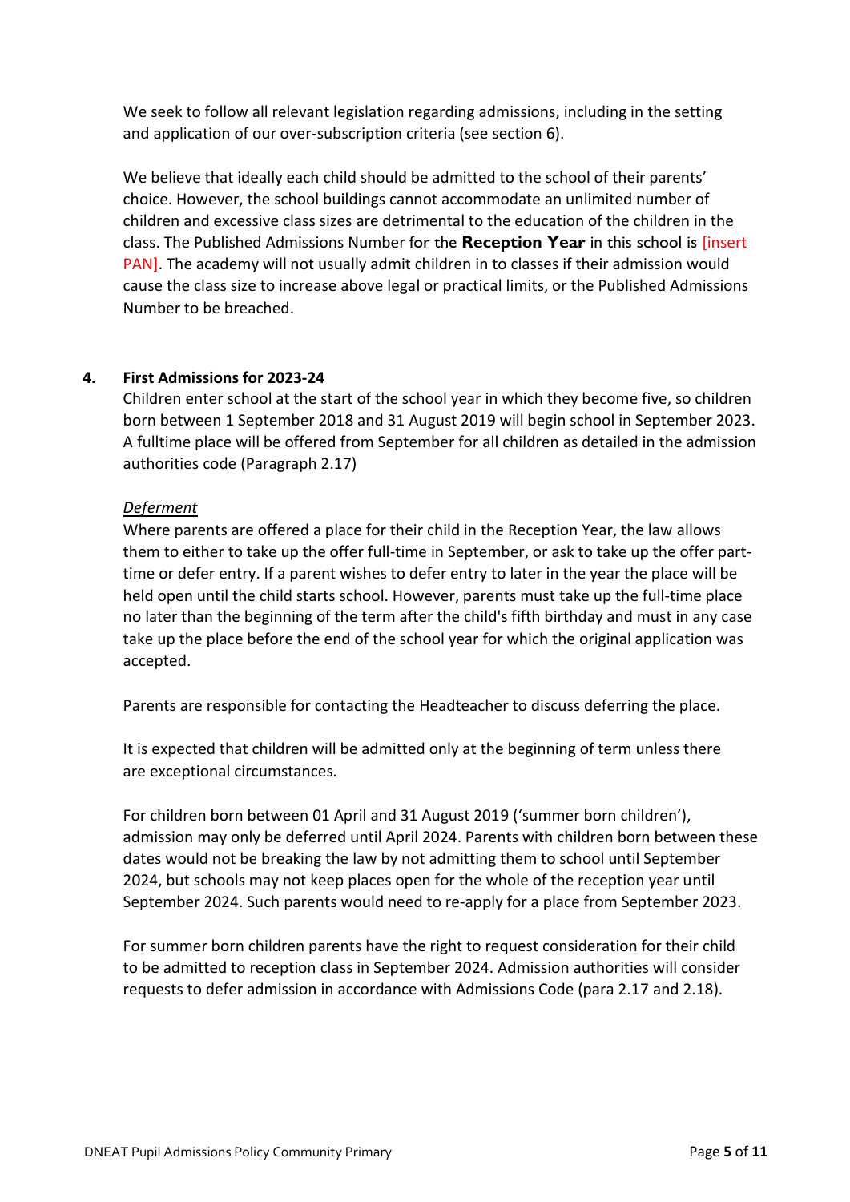We seek to follow all relevant legislation regarding admissions, including in the setting and application of our over-subscription criteria (see section 6).

We believe that ideally each child should be admitted to the school of their parents' choice. However, the school buildings cannot accommodate an unlimited number of children and excessive class sizes are detrimental to the education of the children in the class. The Published Admissions Number for the **Reception Year** in this school is [insert PAN]. The academy will not usually admit children in to classes if their admission would cause the class size to increase above legal or practical limits, or the Published Admissions Number to be breached.

## 4. First Admissions for 2023-24

Children enter school at the start of the school year in which they become five, so children born between 1 September 2018 and 31 August 2019 will begin school in September 2023. A fulltime place will be offered from September for all children as detailed in the admission authorities code (Paragraph 2.17)

*Deferment*

Where parents are offered a place for their child in the Reception Year, the law allows them to either to take up the offer full-time in September, or ask to take up the offer part-time or defer entry. If a parent wishes to defer entry to later in the year the place will be held open until the child starts school. However, parents must take up the full-time place no later than the beginning of the term after the child's fifth birthday and must in any case take up the place before the end of the school year for which the original application was accepted.

Parents are responsible for contacting the Headteacher to discuss deferring the place.

It is expected that children will be admitted only at the beginning of term unless there are exceptional circumstances.

For children born between 01 April and 31 August 2019 ('summer born children'), admission may only be deferred until April 2024. Parents with children born between these dates would not be breaking the law by not admitting them to school until September 2024, but schools may not keep places open for the whole of the reception year until September 2024. Such parents would need to re-apply for a place from September 2023.

For summer born children parents have the right to request consideration for their child to be admitted to reception class in September 2024. Admission authorities will consider requests to defer admission in accordance with Admissions Code (para 2.17 and 2.18).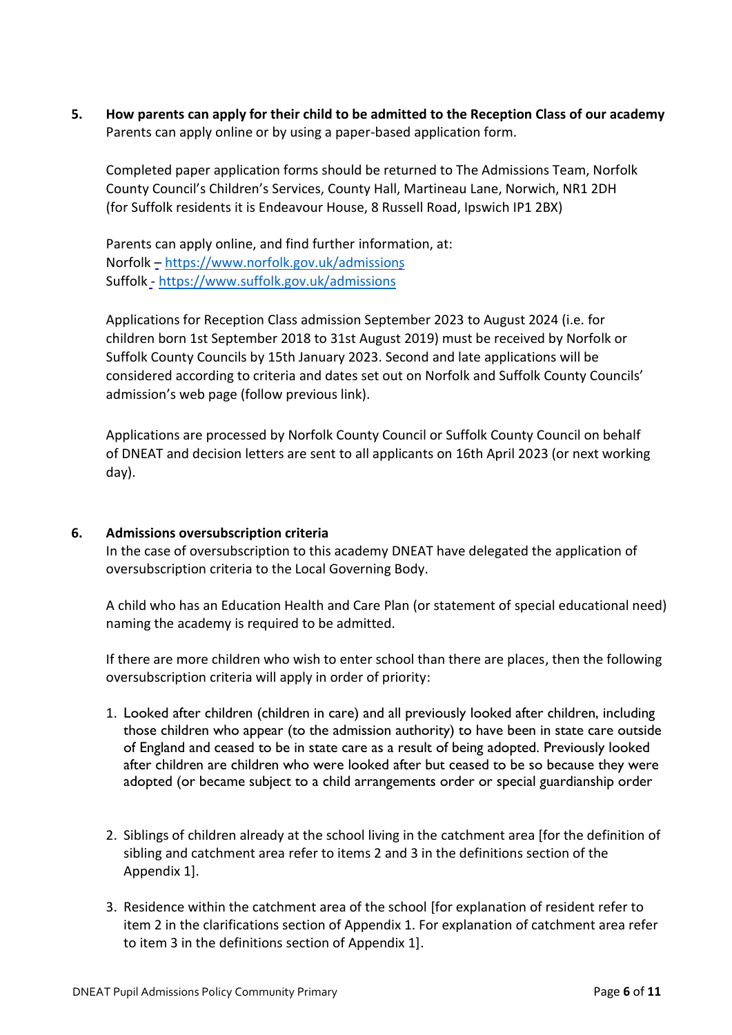## 5. How parents can apply for their child to be admitted to the Reception Class of our academy

Parents can apply online or by using a paper-based application form.

Completed paper application forms should be returned to The Admissions Team, Norfolk County Council's Children's Services, County Hall, Martineau Lane, Norwich, NR1 2DH (for Suffolk residents it is Endeavour House, 8 Russell Road, Ipswich IP1 2BX)

Parents can apply online, and find further information, at:
Norfolk – https://www.norfolk.gov.uk/admissions
Suffolk - https://www.suffolk.gov.uk/admissions

Applications for Reception Class admission September 2023 to August 2024 (i.e. for children born 1st September 2018 to 31st August 2019) must be received by Norfolk or Suffolk County Councils by 15th January 2023. Second and late applications will be considered according to criteria and dates set out on Norfolk and Suffolk County Councils' admission's web page (follow previous link).

Applications are processed by Norfolk County Council or Suffolk County Council on behalf of DNEAT and decision letters are sent to all applicants on 16th April 2023 (or next working day).

## 6. Admissions oversubscription criteria

In the case of oversubscription to this academy DNEAT have delegated the application of oversubscription criteria to the Local Governing Body.

A child who has an Education Health and Care Plan (or statement of special educational need) naming the academy is required to be admitted.

If there are more children who wish to enter school than there are places, then the following oversubscription criteria will apply in order of priority:

1. Looked after children (children in care) and all previously looked after children, including those children who appear (to the admission authority) to have been in state care outside of England and ceased to be in state care as a result of being adopted. Previously looked after children are children who were looked after but ceased to be so because they were adopted (or became subject to a child arrangements order or special guardianship order

2. Siblings of children already at the school living in the catchment area [for the definition of sibling and catchment area refer to items 2 and 3 in the definitions section of the Appendix 1].

3. Residence within the catchment area of the school [for explanation of resident refer to item 2 in the clarifications section of Appendix 1. For explanation of catchment area refer to item 3 in the definitions section of Appendix 1].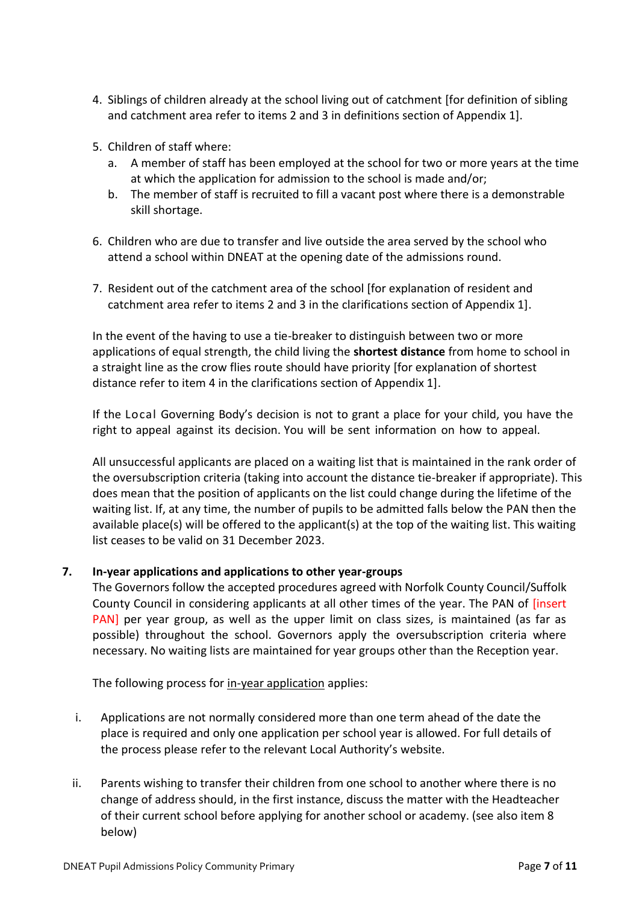4. Siblings of children already at the school living out of catchment [for definition of sibling and catchment area refer to items 2 and 3 in definitions section of Appendix 1].

5. Children of staff where:
   a. A member of staff has been employed at the school for two or more years at the time at which the application for admission to the school is made and/or;
   b. The member of staff is recruited to fill a vacant post where there is a demonstrable skill shortage.

6. Children who are due to transfer and live outside the area served by the school who attend a school within DNEAT at the opening date of the admissions round.

7. Resident out of the catchment area of the school [for explanation of resident and catchment area refer to items 2 and 3 in the clarifications section of Appendix 1].

In the event of the having to use a tie-breaker to distinguish between two or more applications of equal strength, the child living the **shortest distance** from home to school in a straight line as the crow flies route should have priority [for explanation of shortest distance refer to item 4 in the clarifications section of Appendix 1].

If the Local Governing Body's decision is not to grant a place for your child, you have the right to appeal against its decision. You will be sent information on how to appeal.

All unsuccessful applicants are placed on a waiting list that is maintained in the rank order of the oversubscription criteria (taking into account the distance tie-breaker if appropriate). This does mean that the position of applicants on the list could change during the lifetime of the waiting list. If, at any time, the number of pupils to be admitted falls below the PAN then the available place(s) will be offered to the applicant(s) at the top of the waiting list. This waiting list ceases to be valid on 31 December 2023.

## 7. In-year applications and applications to other year-groups

The Governors follow the accepted procedures agreed with Norfolk County Council/Suffolk County Council in considering applicants at all other times of the year. The PAN of [insert PAN] per year group, as well as the upper limit on class sizes, is maintained (as far as possible) throughout the school. Governors apply the oversubscription criteria where necessary. No waiting lists are maintained for year groups other than the Reception year.

The following process for in-year application applies:

i. Applications are not normally considered more than one term ahead of the date the place is required and only one application per school year is allowed. For full details of the process please refer to the relevant Local Authority's website.

ii. Parents wishing to transfer their children from one school to another where there is no change of address should, in the first instance, discuss the matter with the Headteacher of their current school before applying for another school or academy. (see also item 8 below)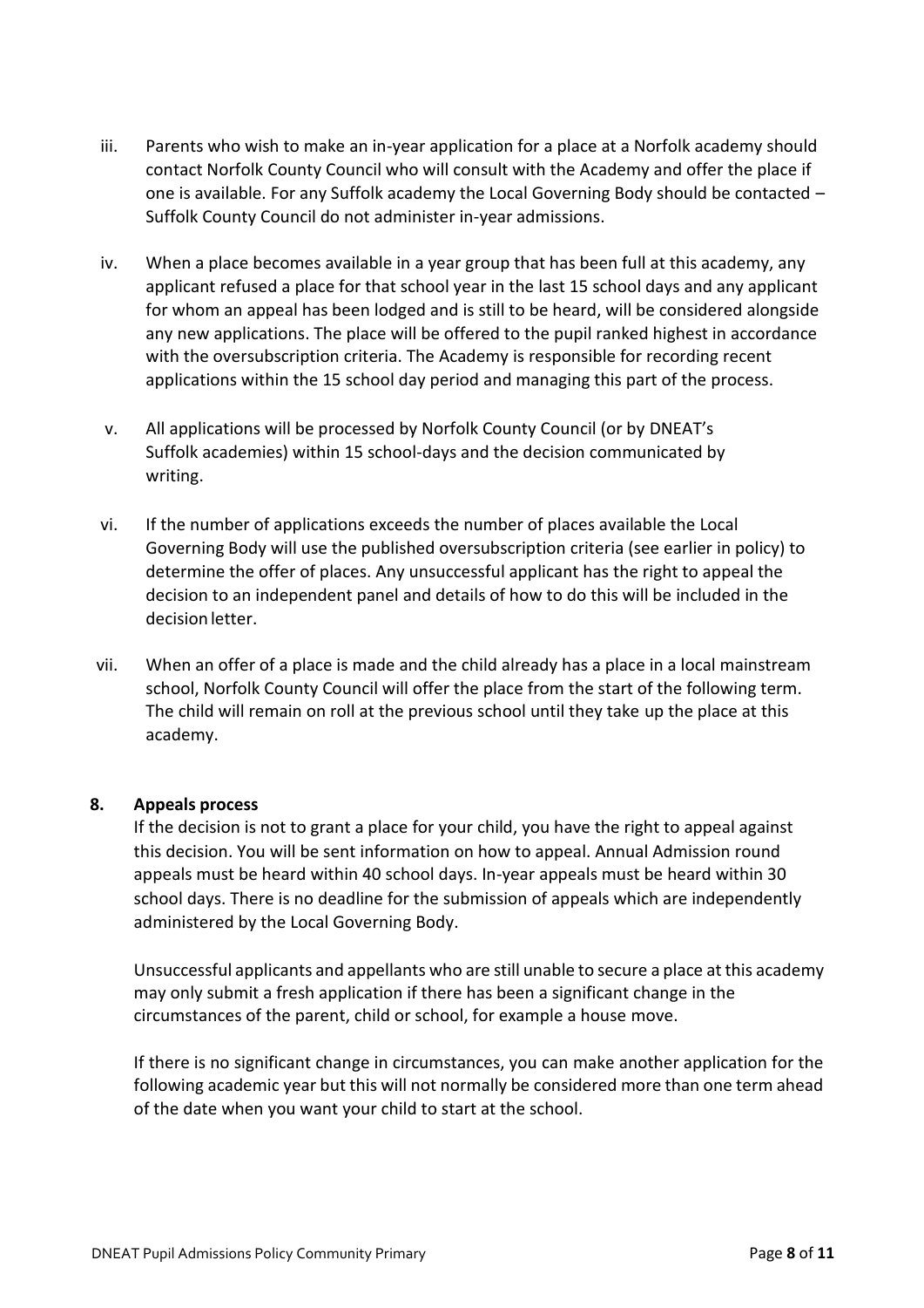iii. Parents who wish to make an in-year application for a place at a Norfolk academy should contact Norfolk County Council who will consult with the Academy and offer the place if one is available. For any Suffolk academy the Local Governing Body should be contacted – Suffolk County Council do not administer in-year admissions.

iv. When a place becomes available in a year group that has been full at this academy, any applicant refused a place for that school year in the last 15 school days and any applicant for whom an appeal has been lodged and is still to be heard, will be considered alongside any new applications. The place will be offered to the pupil ranked highest in accordance with the oversubscription criteria. The Academy is responsible for recording recent applications within the 15 school day period and managing this part of the process.

v. All applications will be processed by Norfolk County Council (or by DNEAT's Suffolk academies) within 15 school-days and the decision communicated by writing.

vi. If the number of applications exceeds the number of places available the Local Governing Body will use the published oversubscription criteria (see earlier in policy) to determine the offer of places. Any unsuccessful applicant has the right to appeal the decision to an independent panel and details of how to do this will be included in the decision letter.

vii. When an offer of a place is made and the child already has a place in a local mainstream school, Norfolk County Council will offer the place from the start of the following term. The child will remain on roll at the previous school until they take up the place at this academy.

## 8. Appeals process

If the decision is not to grant a place for your child, you have the right to appeal against this decision. You will be sent information on how to appeal. Annual Admission round appeals must be heard within 40 school days. In-year appeals must be heard within 30 school days. There is no deadline for the submission of appeals which are independently administered by the Local Governing Body.

Unsuccessful applicants and appellants who are still unable to secure a place at this academy may only submit a fresh application if there has been a significant change in the circumstances of the parent, child or school, for example a house move.

If there is no significant change in circumstances, you can make another application for the following academic year but this will not normally be considered more than one term ahead of the date when you want your child to start at the school.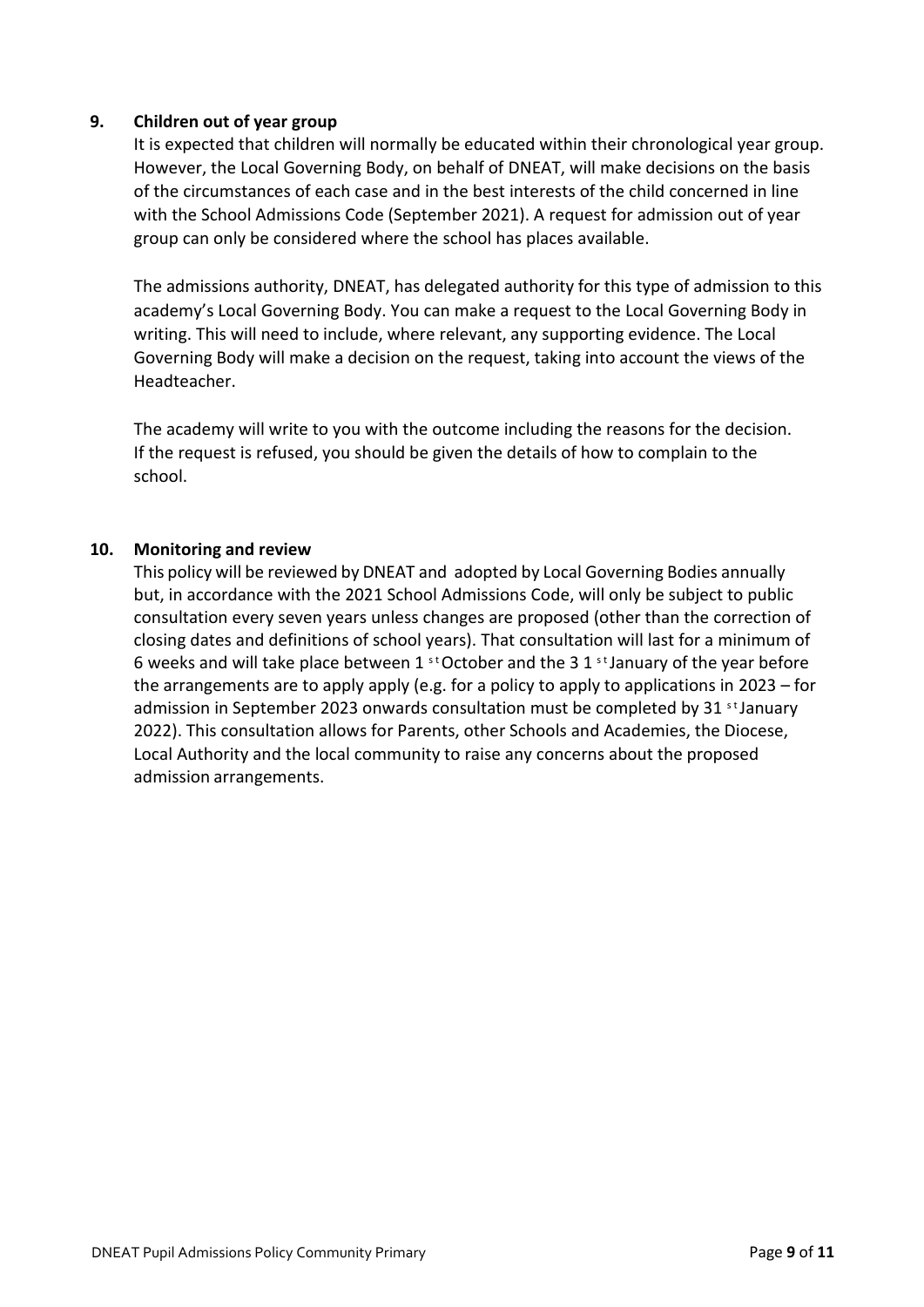## 9. Children out of year group

It is expected that children will normally be educated within their chronological year group. However, the Local Governing Body, on behalf of DNEAT, will make decisions on the basis of the circumstances of each case and in the best interests of the child concerned in line with the School Admissions Code (September 2021). A request for admission out of year group can only be considered where the school has places available.

The admissions authority, DNEAT, has delegated authority for this type of admission to this academy's Local Governing Body. You can make a request to the Local Governing Body in writing. This will need to include, where relevant, any supporting evidence. The Local Governing Body will make a decision on the request, taking into account the views of the Headteacher.

The academy will write to you with the outcome including the reasons for the decision. If the request is refused, you should be given the details of how to complain to the school.

## 10. Monitoring and review

This policy will be reviewed by DNEAT and adopted by Local Governing Bodies annually but, in accordance with the 2021 School Admissions Code, will only be subject to public consultation every seven years unless changes are proposed (other than the correction of closing dates and definitions of school years). That consultation will last for a minimum of 6 weeks and will take place between 1st October and the 31st January of the year before the arrangements are to apply apply (e.g. for a policy to apply to applications in 2023 – for admission in September 2023 onwards consultation must be completed by 31st January 2022). This consultation allows for Parents, other Schools and Academies, the Diocese, Local Authority and the local community to raise any concerns about the proposed admission arrangements.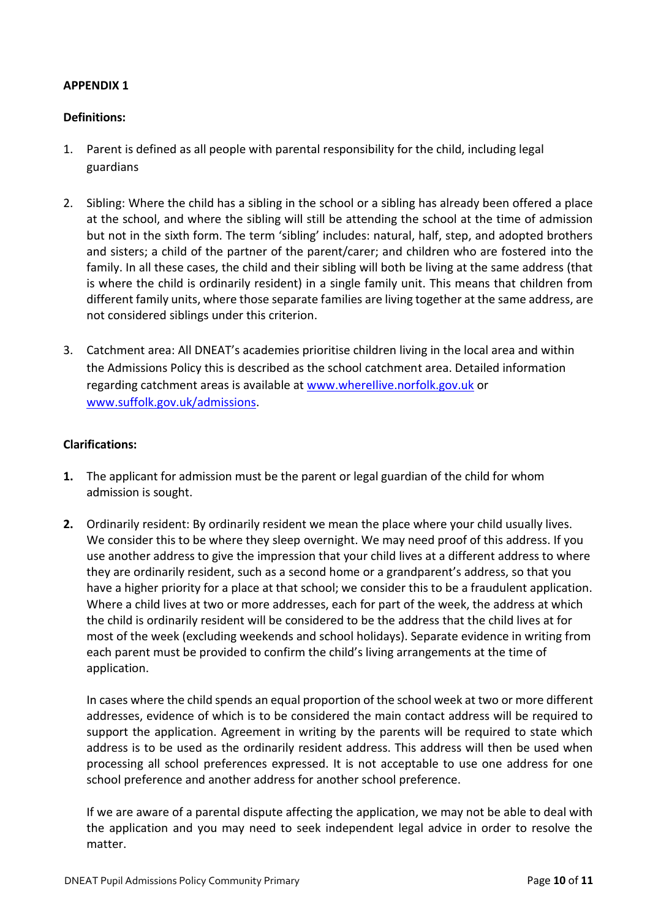**APPENDIX 1**

**Definitions:**

1. Parent is defined as all people with parental responsibility for the child, including legal guardians

2. Sibling: Where the child has a sibling in the school or a sibling has already been offered a place at the school, and where the sibling will still be attending the school at the time of admission but not in the sixth form. The term 'sibling' includes: natural, half, step, and adopted brothers and sisters; a child of the partner of the parent/carer; and children who are fostered into the family. In all these cases, the child and their sibling will both be living at the same address (that is where the child is ordinarily resident) in a single family unit. This means that children from different family units, where those separate families are living together at the same address, are not considered siblings under this criterion.

3. Catchment area: All DNEAT's academies prioritise children living in the local area and within the Admissions Policy this is described as the school catchment area. Detailed information regarding catchment areas is available at www.wherelive.norfolk.gov.uk or www.suffolk.gov.uk/admissions.

**Clarifications:**

**1.** The applicant for admission must be the parent or legal guardian of the child for whom admission is sought.

**2.** Ordinarily resident: By ordinarily resident we mean the place where your child usually lives. We consider this to be where they sleep overnight. We may need proof of this address. If you use another address to give the impression that your child lives at a different address to where they are ordinarily resident, such as a second home or a grandparent's address, so that you have a higher priority for a place at that school; we consider this to be a fraudulent application. Where a child lives at two or more addresses, each for part of the week, the address at which the child is ordinarily resident will be considered to be the address that the child lives at for most of the week (excluding weekends and school holidays). Separate evidence in writing from each parent must be provided to confirm the child's living arrangements at the time of application.

   In cases where the child spends an equal proportion of the school week at two or more different addresses, evidence of which is to be considered the main contact address will be required to support the application. Agreement in writing by the parents will be required to state which address is to be used as the ordinarily resident address. This address will then be used when processing all school preferences expressed. It is not acceptable to use one address for one school preference and another address for another school preference.

   If we are aware of a parental dispute affecting the application, we may not be able to deal with the application and you may need to seek independent legal advice in order to resolve the matter.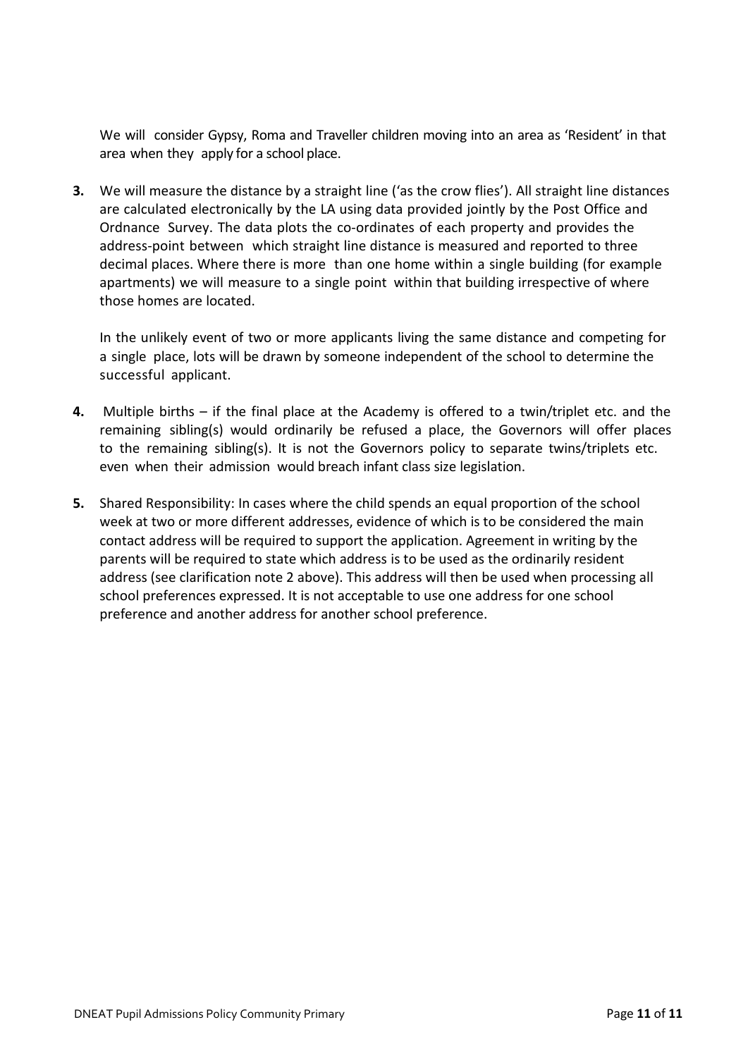We will consider Gypsy, Roma and Traveller children moving into an area as 'Resident' in that area when they apply for a school place.

**3.** We will measure the distance by a straight line ('as the crow flies'). All straight line distances are calculated electronically by the LA using data provided jointly by the Post Office and Ordnance Survey. The data plots the co-ordinates of each property and provides the address-point between which straight line distance is measured and reported to three decimal places. Where there is more than one home within a single building (for example apartments) we will measure to a single point within that building irrespective of where those homes are located.

In the unlikely event of two or more applicants living the same distance and competing for a single place, lots will be drawn by someone independent of the school to determine the successful applicant.

**4.** Multiple births – if the final place at the Academy is offered to a twin/triplet etc. and the remaining sibling(s) would ordinarily be refused a place, the Governors will offer places to the remaining sibling(s). It is not the Governors policy to separate twins/triplets etc. even when their admission would breach infant class size legislation.

**5.** Shared Responsibility: In cases where the child spends an equal proportion of the school week at two or more different addresses, evidence of which is to be considered the main contact address will be required to support the application. Agreement in writing by the parents will be required to state which address is to be used as the ordinarily resident address (see clarification note 2 above). This address will then be used when processing all school preferences expressed. It is not acceptable to use one address for one school preference and another address for another school preference.